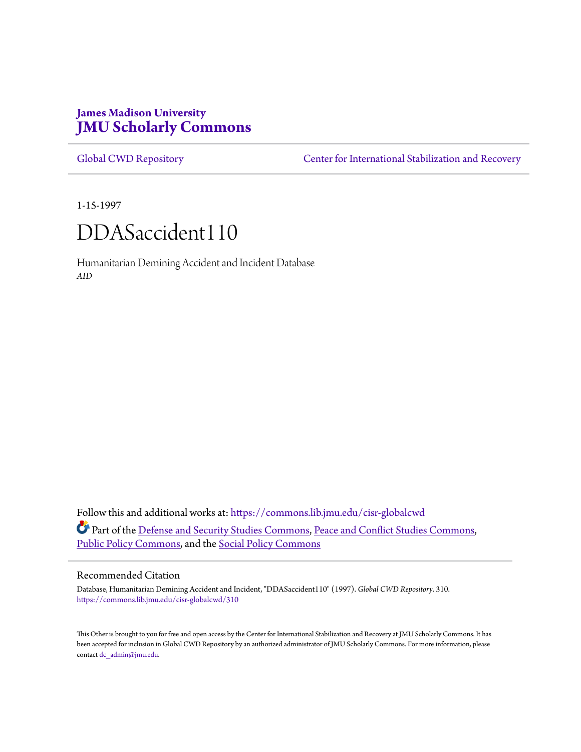**James Madison University**
# JMU Scholarly Commons

Global CWD Repository | Center for International Stabilization and Recovery

1-15-1997

# DDASaccident110

Humanitarian Demining Accident and Incident Database
*AID*

Follow this and additional works at: https://commons.lib.jmu.edu/cisr-globalcwd

Part of the Defense and Security Studies Commons, Peace and Conflict Studies Commons, Public Policy Commons, and the Social Policy Commons

## Recommended Citation

Database, Humanitarian Demining Accident and Incident, "DDASaccident110" (1997). *Global CWD Repository*. 310.
https://commons.lib.jmu.edu/cisr-globalcwd/310

This Other is brought to you for free and open access by the Center for International Stabilization and Recovery at JMU Scholarly Commons. It has been accepted for inclusion in Global CWD Repository by an authorized administrator of JMU Scholarly Commons. For more information, please contact dc_admin@jmu.edu.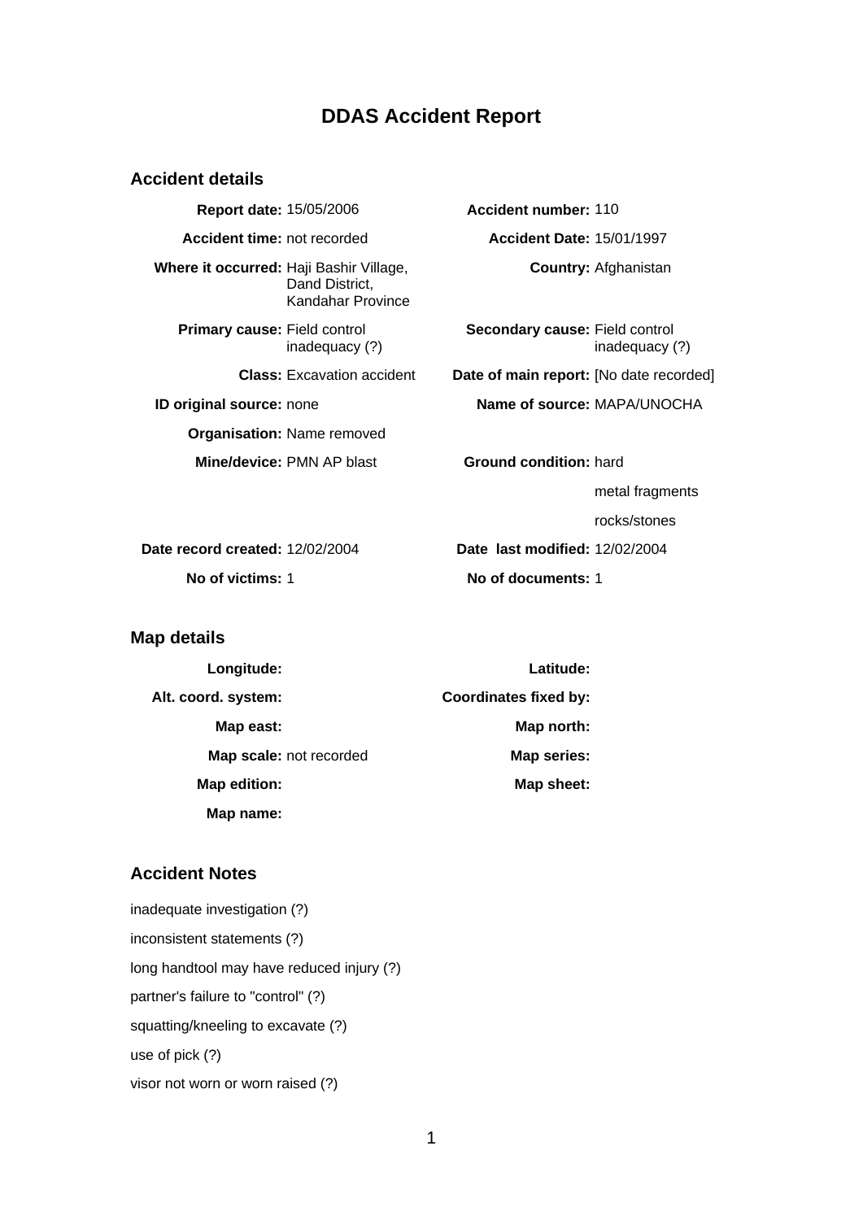# DDAS Accident Report

## Accident details

| | | | |
|---|---|---|---|
| **Report date:** | 15/05/2006 | **Accident number:** | 110 |
| **Accident time:** | not recorded | **Accident Date:** | 15/01/1997 |
| **Where it occurred:** | Haji Bashir Village, Dand District, Kandahar Province | **Country:** | Afghanistan |
| **Primary cause:** | Field control inadequacy (?) | **Secondary cause:** | Field control inadequacy (?) |
| **Class:** | Excavation accident | **Date of main report:** | [No date recorded] |
| **ID original source:** | none | **Name of source:** | MAPA/UNOCHA |
| **Organisation:** | Name removed | | |
| **Mine/device:** | PMN AP blast | **Ground condition:** | hard<br>metal fragments<br>rocks/stones |
| **Date record created:** | 12/02/2004 | **Date last modified:** | 12/02/2004 |
| **No of victims:** | 1 | **No of documents:** | 1 |

## Map details

| | | | |
|---|---|---|---|
| **Longitude:** | | **Latitude:** | |
| **Alt. coord. system:** | | **Coordinates fixed by:** | |
| **Map east:** | | **Map north:** | |
| **Map scale:** | not recorded | **Map series:** | |
| **Map edition:** | | **Map sheet:** | |
| **Map name:** | | | |

## Accident Notes

inadequate investigation (?)

inconsistent statements (?)

long handtool may have reduced injury (?)

partner's failure to "control" (?)

squatting/kneeling to excavate (?)

use of pick (?)

visor not worn or worn raised (?)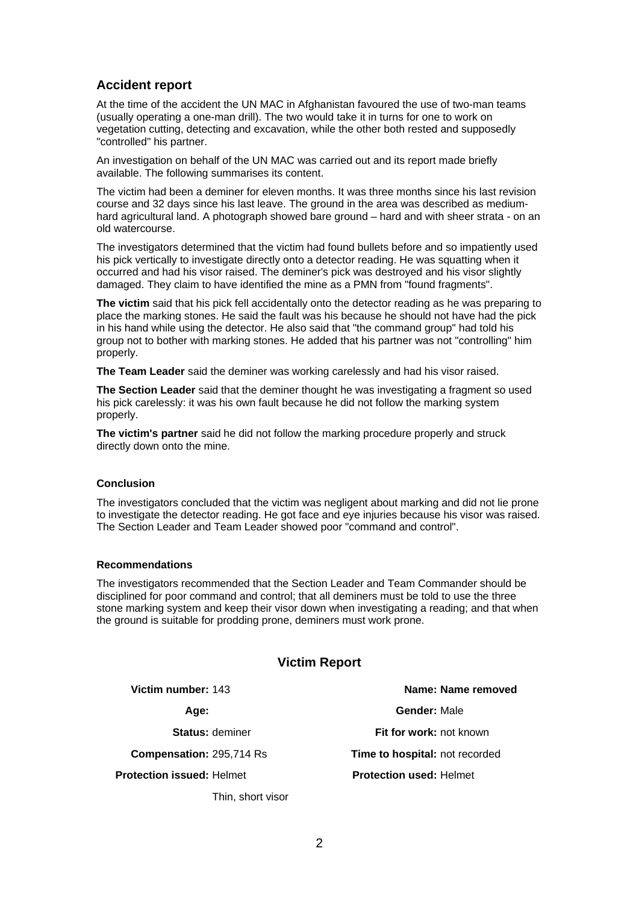## Accident report

At the time of the accident the UN MAC in Afghanistan favoured the use of two-man teams (usually operating a one-man drill). The two would take it in turns for one to work on vegetation cutting, detecting and excavation, while the other both rested and supposedly "controlled" his partner.

An investigation on behalf of the UN MAC was carried out and its report made briefly available. The following summarises its content.

The victim had been a deminer for eleven months. It was three months since his last revision course and 32 days since his last leave. The ground in the area was described as medium-hard agricultural land. A photograph showed bare ground – hard and with sheer strata - on an old watercourse.

The investigators determined that the victim had found bullets before and so impatiently used his pick vertically to investigate directly onto a detector reading. He was squatting when it occurred and had his visor raised. The deminer's pick was destroyed and his visor slightly damaged. They claim to have identified the mine as a PMN from "found fragments".

**The victim** said that his pick fell accidentally onto the detector reading as he was preparing to place the marking stones. He said the fault was his because he should not have had the pick in his hand while using the detector. He also said that "the command group" had told his group not to bother with marking stones. He added that his partner was not "controlling" him properly.

**The Team Leader** said the deminer was working carelessly and had his visor raised.

**The Section Leader** said that the deminer thought he was investigating a fragment so used his pick carelessly: it was his own fault because he did not follow the marking system properly.

**The victim's partner** said he did not follow the marking procedure properly and struck directly down onto the mine.

### Conclusion

The investigators concluded that the victim was negligent about marking and did not lie prone to investigate the detector reading. He got face and eye injuries because his visor was raised. The Section Leader and Team Leader showed poor "command and control".

### Recommendations

The investigators recommended that the Section Leader and Team Commander should be disciplined for poor command and control; that all deminers must be told to use the three stone marking system and keep their visor down when investigating a reading; and that when the ground is suitable for prodding prone, deminers must work prone.

## Victim Report

**Victim number:** 143

**Name:** Name removed

**Age:**

**Gender:** Male

**Status:** deminer

**Fit for work:** not known

**Compensation:** 295,714 Rs

**Time to hospital:** not recorded

**Protection issued:** Helmet
Thin, short visor

**Protection used:** Helmet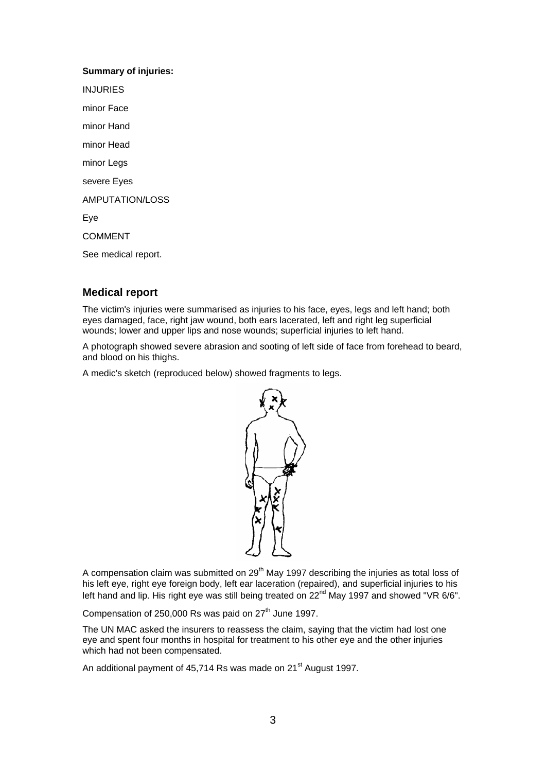**Summary of injuries:**

INJURIES

minor Face

minor Hand

minor Head

minor Legs

severe Eyes

AMPUTATION/LOSS

Eye

COMMENT

See medical report.

## Medical report

The victim's injuries were summarised as injuries to his face, eyes, legs and left hand; both eyes damaged, face, right jaw wound, both ears lacerated, left and right leg superficial wounds; lower and upper lips and nose wounds; superficial injuries to left hand.

A photograph showed severe abrasion and sooting of left side of face from forehead to beard, and blood on his thighs.

A medic's sketch (reproduced below) showed fragments to legs.

A compensation claim was submitted on 29th May 1997 describing the injuries as total loss of his left eye, right eye foreign body, left ear laceration (repaired), and superficial injuries to his left hand and lip. His right eye was still being treated on 22nd May 1997 and showed "VR 6/6".

Compensation of 250,000 Rs was paid on 27th June 1997.

The UN MAC asked the insurers to reassess the claim, saying that the victim had lost one eye and spent four months in hospital for treatment to his other eye and the other injuries which had not been compensated.

An additional payment of 45,714 Rs was made on 21st August 1997.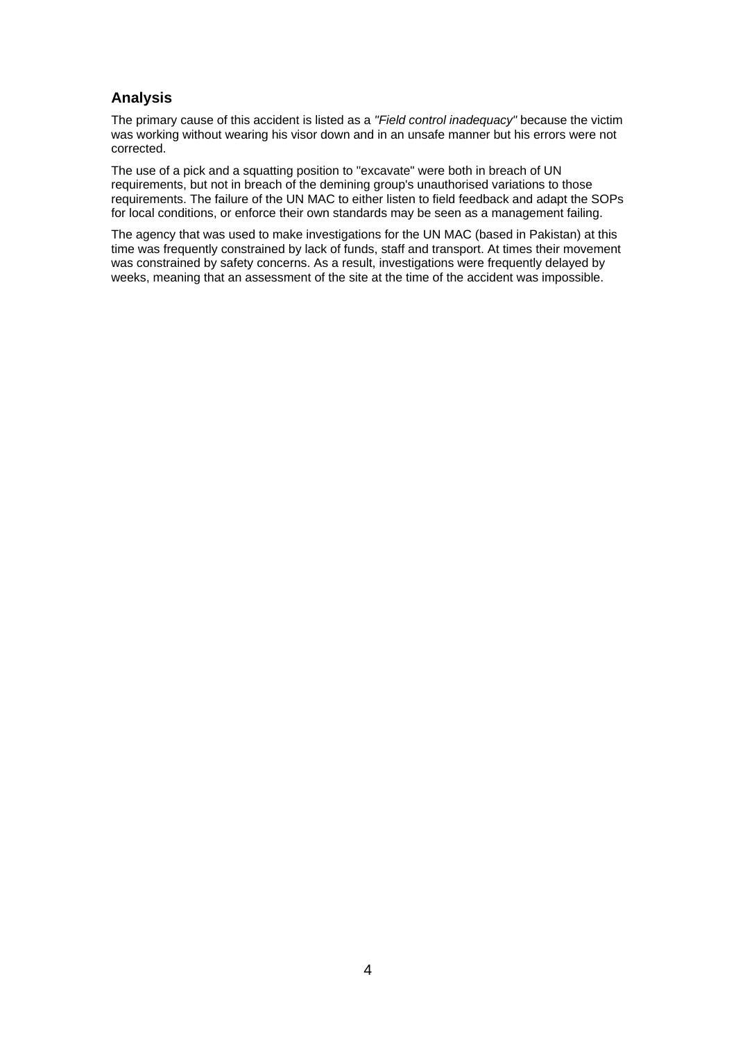## Analysis

The primary cause of this accident is listed as a *"Field control inadequacy"* because the victim was working without wearing his visor down and in an unsafe manner but his errors were not corrected.

The use of a pick and a squatting position to "excavate" were both in breach of UN requirements, but not in breach of the demining group's unauthorised variations to those requirements. The failure of the UN MAC to either listen to field feedback and adapt the SOPs for local conditions, or enforce their own standards may be seen as a management failing.

The agency that was used to make investigations for the UN MAC (based in Pakistan) at this time was frequently constrained by lack of funds, staff and transport. At times their movement was constrained by safety concerns. As a result, investigations were frequently delayed by weeks, meaning that an assessment of the site at the time of the accident was impossible.